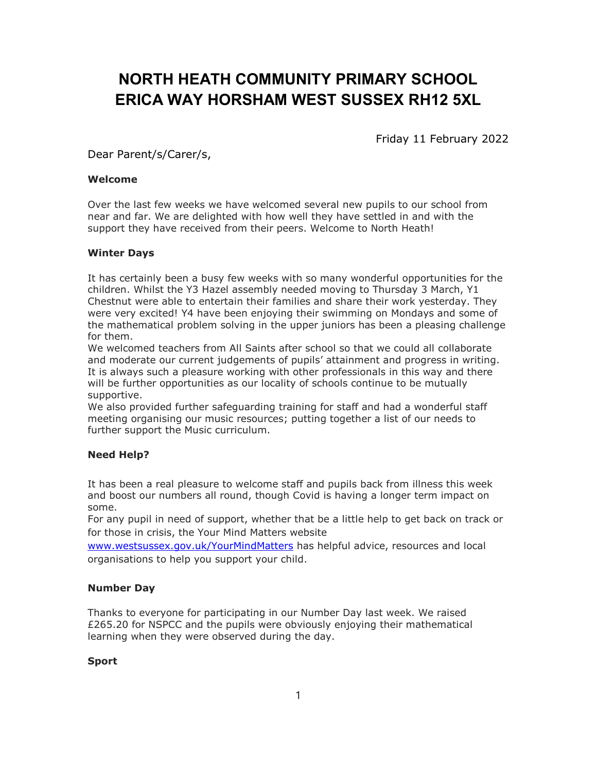# NORTH HEATH COMMUNITY PRIMARY SCHOOL
# ERICA WAY HORSHAM WEST SUSSEX RH12 5XL

Friday 11 February 2022

Dear Parent/s/Carer/s,

**Welcome**

Over the last few weeks we have welcomed several new pupils to our school from near and far. We are delighted with how well they have settled in and with the support they have received from their peers. Welcome to North Heath!

**Winter Days**

It has certainly been a busy few weeks with so many wonderful opportunities for the children. Whilst the Y3 Hazel assembly needed moving to Thursday 3 March, Y1 Chestnut were able to entertain their families and share their work yesterday. They were very excited! Y4 have been enjoying their swimming on Mondays and some of the mathematical problem solving in the upper juniors has been a pleasing challenge for them.

We welcomed teachers from All Saints after school so that we could all collaborate and moderate our current judgements of pupils' attainment and progress in writing. It is always such a pleasure working with other professionals in this way and there will be further opportunities as our locality of schools continue to be mutually supportive.

We also provided further safeguarding training for staff and had a wonderful staff meeting organising our music resources; putting together a list of our needs to further support the Music curriculum.

**Need Help?**

It has been a real pleasure to welcome staff and pupils back from illness this week and boost our numbers all round, though Covid is having a longer term impact on some.

For any pupil in need of support, whether that be a little help to get back on track or for those in crisis, the Your Mind Matters website [www.westsussex.gov.uk/YourMindMatters](http://www.westsussex.gov.uk/YourMindMatters) has helpful advice, resources and local organisations to help you support your child.

**Number Day**

Thanks to everyone for participating in our Number Day last week. We raised £265.20 for NSPCC and the pupils were obviously enjoying their mathematical learning when they were observed during the day.

**Sport**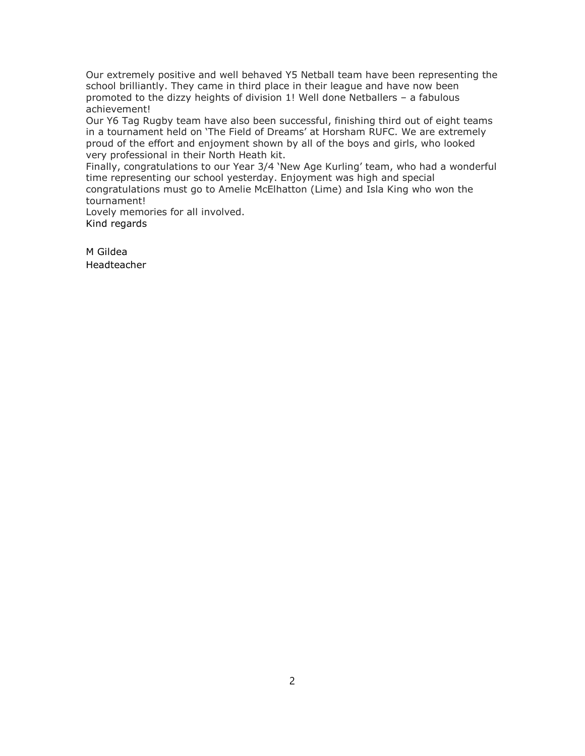Our extremely positive and well behaved Y5 Netball team have been representing the school brilliantly. They came in third place in their league and have now been promoted to the dizzy heights of division 1! Well done Netballers – a fabulous achievement!

Our Y6 Tag Rugby team have also been successful, finishing third out of eight teams in a tournament held on 'The Field of Dreams' at Horsham RUFC. We are extremely proud of the effort and enjoyment shown by all of the boys and girls, who looked very professional in their North Heath kit.

Finally, congratulations to our Year 3/4 'New Age Kurling' team, who had a wonderful time representing our school yesterday. Enjoyment was high and special congratulations must go to Amelie McElhatton (Lime) and Isla King who won the tournament!

Lovely memories for all involved.

Kind regards

M Gildea
Headteacher